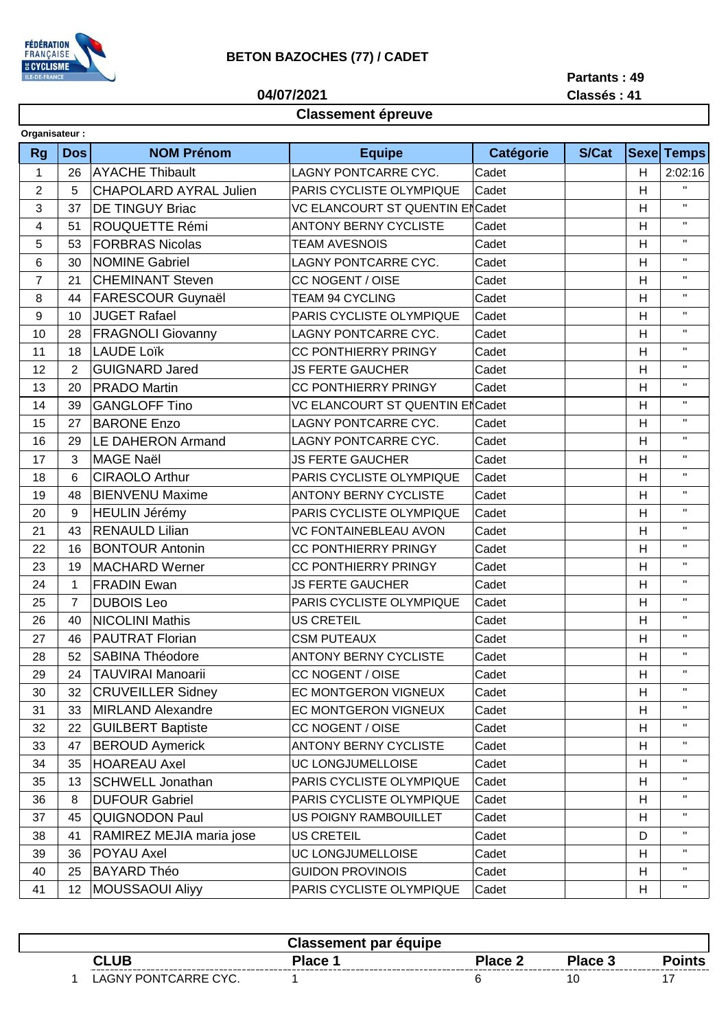# BETON BAZOCHES (77) / CADET

**04/07/2021**

**Partants : 49**
**Classés : 41**

## Classement épreuve

**Organisateur :**

| Rg | Dos | NOM Prénom | Equipe | Catégorie | S/Cat | Sexe | Temps |
|---|---|---|---|---|---|---|---|
| 1 | 26 | AYACHE Thibault | LAGNY PONTCARRE CYC. | Cadet | | H | 2:02:16 |
| 2 | 5 | CHAPOLARD AYRAL Julien | PARIS CYCLISTE OLYMPIQUE | Cadet | | H | " |
| 3 | 37 | DE TINGUY Briac | VC ELANCOURT ST QUENTIN EN | Cadet | | H | " |
| 4 | 51 | ROUQUETTE Rémi | ANTONY BERNY CYCLISTE | Cadet | | H | " |
| 5 | 53 | FORBRAS Nicolas | TEAM AVESNOIS | Cadet | | H | " |
| 6 | 30 | NOMINE Gabriel | LAGNY PONTCARRE CYC. | Cadet | | H | " |
| 7 | 21 | CHEMINANT Steven | CC NOGENT / OISE | Cadet | | H | " |
| 8 | 44 | FARESCOUR Guynaël | TEAM 94 CYCLING | Cadet | | H | " |
| 9 | 10 | JUGET Rafael | PARIS CYCLISTE OLYMPIQUE | Cadet | | H | " |
| 10 | 28 | FRAGNOLI Giovanny | LAGNY PONTCARRE CYC. | Cadet | | H | " |
| 11 | 18 | LAUDE Loïk | CC PONTHIERRY PRINGY | Cadet | | H | " |
| 12 | 2 | GUIGNARD Jared | JS FERTE GAUCHER | Cadet | | H | " |
| 13 | 20 | PRADO Martin | CC PONTHIERRY PRINGY | Cadet | | H | " |
| 14 | 39 | GANGLOFF Tino | VC ELANCOURT ST QUENTIN EN | Cadet | | H | " |
| 15 | 27 | BARONE Enzo | LAGNY PONTCARRE CYC. | Cadet | | H | " |
| 16 | 29 | LE DAHERON Armand | LAGNY PONTCARRE CYC. | Cadet | | H | " |
| 17 | 3 | MAGE Naël | JS FERTE GAUCHER | Cadet | | H | " |
| 18 | 6 | CIRAOLO Arthur | PARIS CYCLISTE OLYMPIQUE | Cadet | | H | " |
| 19 | 48 | BIENVENU Maxime | ANTONY BERNY CYCLISTE | Cadet | | H | " |
| 20 | 9 | HEULIN Jérémy | PARIS CYCLISTE OLYMPIQUE | Cadet | | H | " |
| 21 | 43 | RENAULD Lilian | VC FONTAINEBLEAU AVON | Cadet | | H | " |
| 22 | 16 | BONTOUR Antonin | CC PONTHIERRY PRINGY | Cadet | | H | " |
| 23 | 19 | MACHARD Werner | CC PONTHIERRY PRINGY | Cadet | | H | " |
| 24 | 1 | FRADIN Ewan | JS FERTE GAUCHER | Cadet | | H | " |
| 25 | 7 | DUBOIS Leo | PARIS CYCLISTE OLYMPIQUE | Cadet | | H | " |
| 26 | 40 | NICOLINI Mathis | US CRETEIL | Cadet | | H | " |
| 27 | 46 | PAUTRAT Florian | CSM PUTEAUX | Cadet | | H | " |
| 28 | 52 | SABINA Théodore | ANTONY BERNY CYCLISTE | Cadet | | H | " |
| 29 | 24 | TAUVIRAI Manoarii | CC NOGENT / OISE | Cadet | | H | " |
| 30 | 32 | CRUVEILLER Sidney | EC MONTGERON VIGNEUX | Cadet | | H | " |
| 31 | 33 | MIRLAND Alexandre | EC MONTGERON VIGNEUX | Cadet | | H | " |
| 32 | 22 | GUILBERT Baptiste | CC NOGENT / OISE | Cadet | | H | " |
| 33 | 47 | BEROUD Aymerick | ANTONY BERNY CYCLISTE | Cadet | | H | " |
| 34 | 35 | HOAREAU Axel | UC LONGJUMELLOISE | Cadet | | H | " |
| 35 | 13 | SCHWELL Jonathan | PARIS CYCLISTE OLYMPIQUE | Cadet | | H | " |
| 36 | 8 | DUFOUR Gabriel | PARIS CYCLISTE OLYMPIQUE | Cadet | | H | " |
| 37 | 45 | QUIGNODON Paul | US POIGNY RAMBOUILLET | Cadet | | H | " |
| 38 | 41 | RAMIREZ MEJIA maria jose | US CRETEIL | Cadet | | D | " |
| 39 | 36 | POYAU Axel | UC LONGJUMELLOISE | Cadet | | H | " |
| 40 | 25 | BAYARD Théo | GUIDON PROVINOIS | Cadet | | H | " |
| 41 | 12 | MOUSSAOUI Aliyy | PARIS CYCLISTE OLYMPIQUE | Cadet | | H | " |

## Classement par équipe

| | CLUB | Place 1 | Place 2 | Place 3 | Points |
|---|---|---|---|---|---|
| 1 | LAGNY PONTCARRE CYC. | 1 | 6 | 10 | 17 |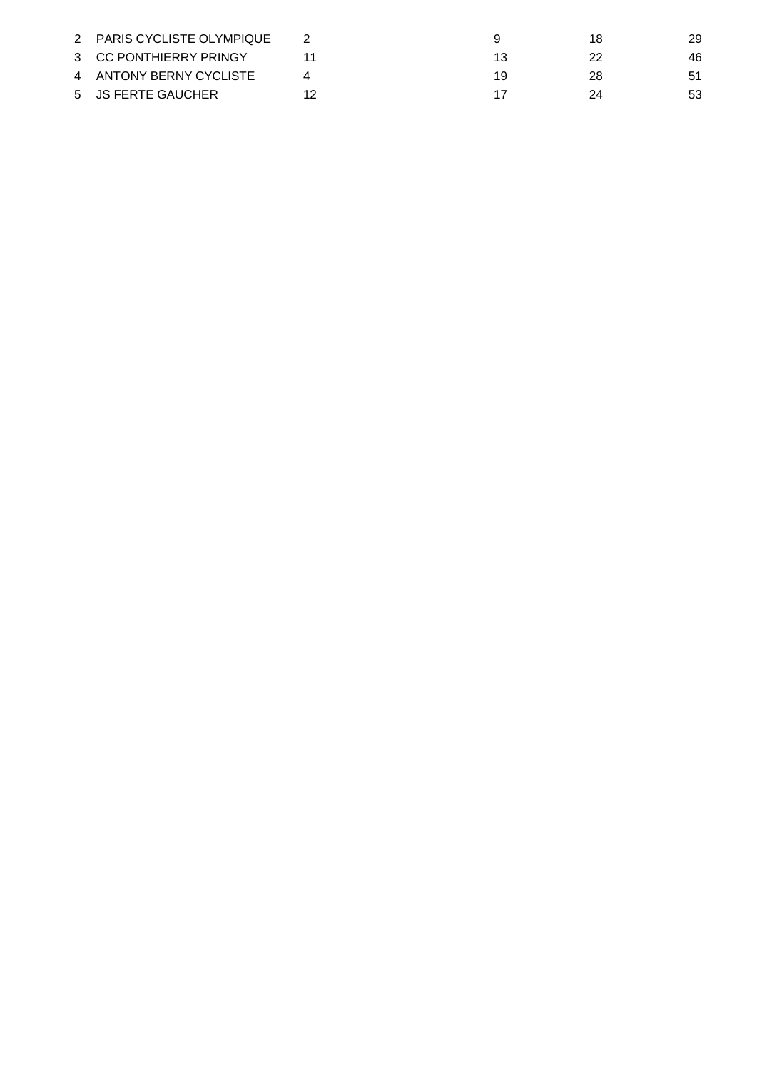| | | | | | |
|---|---|---|---|---|---|
| 2 | PARIS CYCLISTE OLYMPIQUE | 2 | 9 | 18 | 29 |
| 3 | CC PONTHIERRY PRINGY | 11 | 13 | 22 | 46 |
| 4 | ANTONY BERNY CYCLISTE | 4 | 19 | 28 | 51 |
| 5 | JS FERTE GAUCHER | 12 | 17 | 24 | 53 |